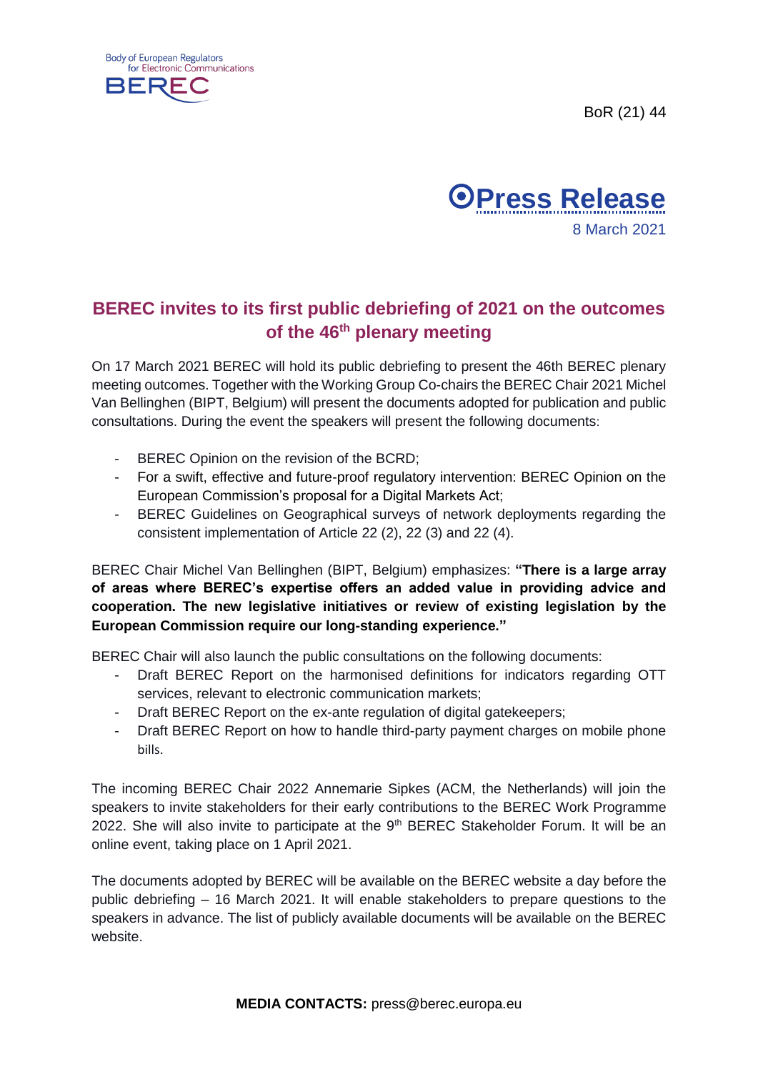Body of European Regulators for Electronic Communications

BEREC

BoR (21) 44

**Press Release**

8 March 2021

## BEREC invites to its first public debriefing of 2021 on the outcomes of the 46th plenary meeting

On 17 March 2021 BEREC will hold its public debriefing to present the 46th BEREC plenary meeting outcomes. Together with the Working Group Co-chairs the BEREC Chair 2021 Michel Van Bellinghen (BIPT, Belgium) will present the documents adopted for publication and public consultations. During the event the speakers will present the following documents:

- BEREC Opinion on the revision of the BCRD;
- For a swift, effective and future-proof regulatory intervention: BEREC Opinion on the European Commission's proposal for a Digital Markets Act;
- BEREC Guidelines on Geographical surveys of network deployments regarding the consistent implementation of Article 22 (2), 22 (3) and 22 (4).

BEREC Chair Michel Van Bellinghen (BIPT, Belgium) emphasizes: **"There is a large array of areas where BEREC's expertise offers an added value in providing advice and cooperation. The new legislative initiatives or review of existing legislation by the European Commission require our long-standing experience."**

BEREC Chair will also launch the public consultations on the following documents:

- Draft BEREC Report on the harmonised definitions for indicators regarding OTT services, relevant to electronic communication markets;
- Draft BEREC Report on the ex-ante regulation of digital gatekeepers;
- Draft BEREC Report on how to handle third-party payment charges on mobile phone bills.

The incoming BEREC Chair 2022 Annemarie Sipkes (ACM, the Netherlands) will join the speakers to invite stakeholders for their early contributions to the BEREC Work Programme 2022. She will also invite to participate at the 9th BEREC Stakeholder Forum. It will be an online event, taking place on 1 April 2021.

The documents adopted by BEREC will be available on the BEREC website a day before the public debriefing – 16 March 2021. It will enable stakeholders to prepare questions to the speakers in advance. The list of publicly available documents will be available on the BEREC website.

**MEDIA CONTACTS:** press@berec.europa.eu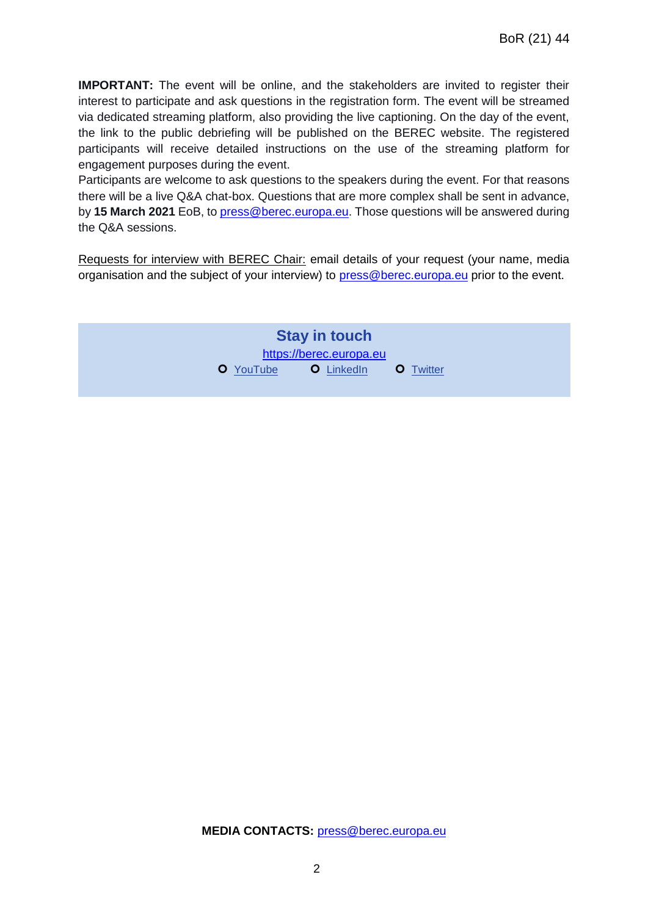**IMPORTANT:** The event will be online, and the stakeholders are invited to register their interest to participate and ask questions in the registration form. The event will be streamed via dedicated streaming platform, also providing the live captioning. On the day of the event, the link to the public debriefing will be published on the BEREC website. The registered participants will receive detailed instructions on the use of the streaming platform for engagement purposes during the event.
Participants are welcome to ask questions to the speakers during the event. For that reasons there will be a live Q&A chat-box. Questions that are more complex shall be sent in advance, by **15 March 2021** EoB, to press@berec.europa.eu. Those questions will be answered during the Q&A sessions.

Requests for interview with BEREC Chair: email details of your request (your name, media organisation and the subject of your interview) to press@berec.europa.eu prior to the event.

**Stay in touch**

https://berec.europa.eu

- YouTube
- LinkedIn
- Twitter

**MEDIA CONTACTS:** press@berec.europa.eu